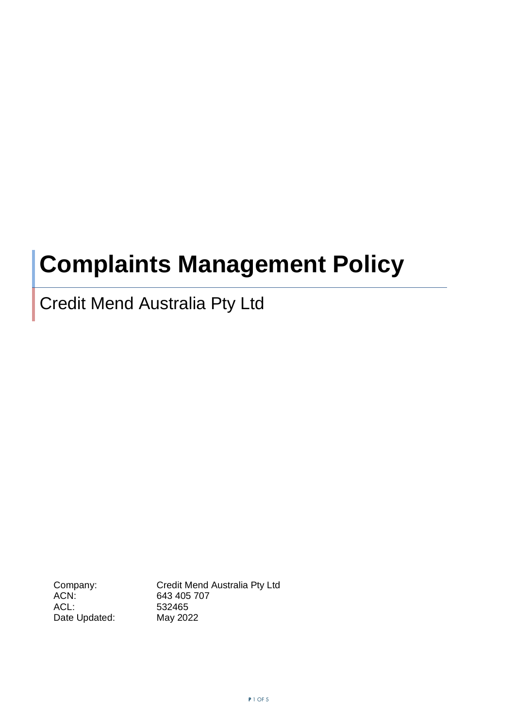# Complaints Management Policy

## Credit Mend Australia Pty Ltd

| | |
|---|---|
| Company: | Credit Mend Australia Pty Ltd |
| ACN: | 643 405 707 |
| ACL: | 532465 |
| Date Updated: | May 2022 |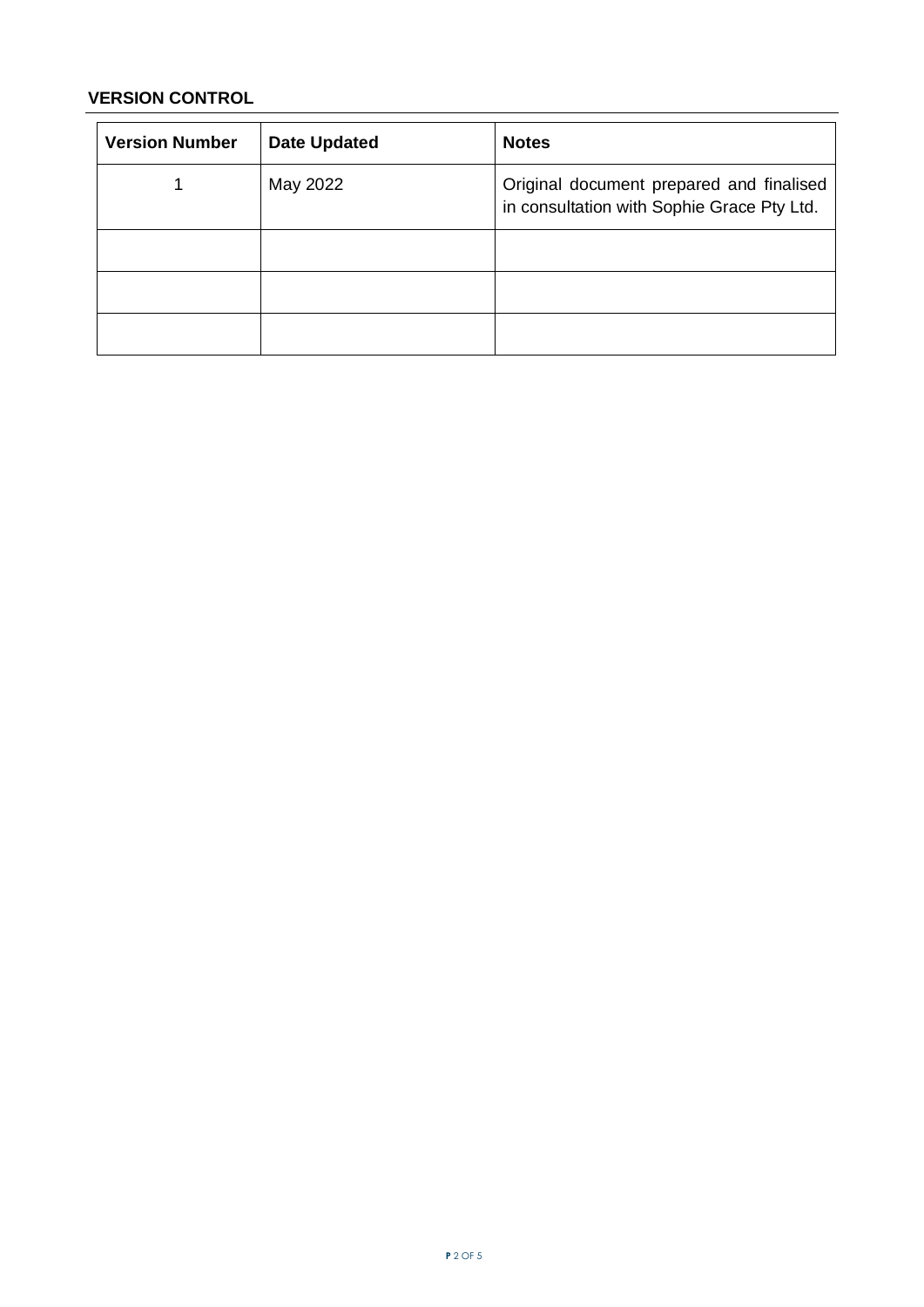## VERSION CONTROL

| Version Number | Date Updated | Notes |
| --- | --- | --- |
| 1 | May 2022 | Original document prepared and finalised in consultation with Sophie Grace Pty Ltd. |
| | | |
| | | |
| | | |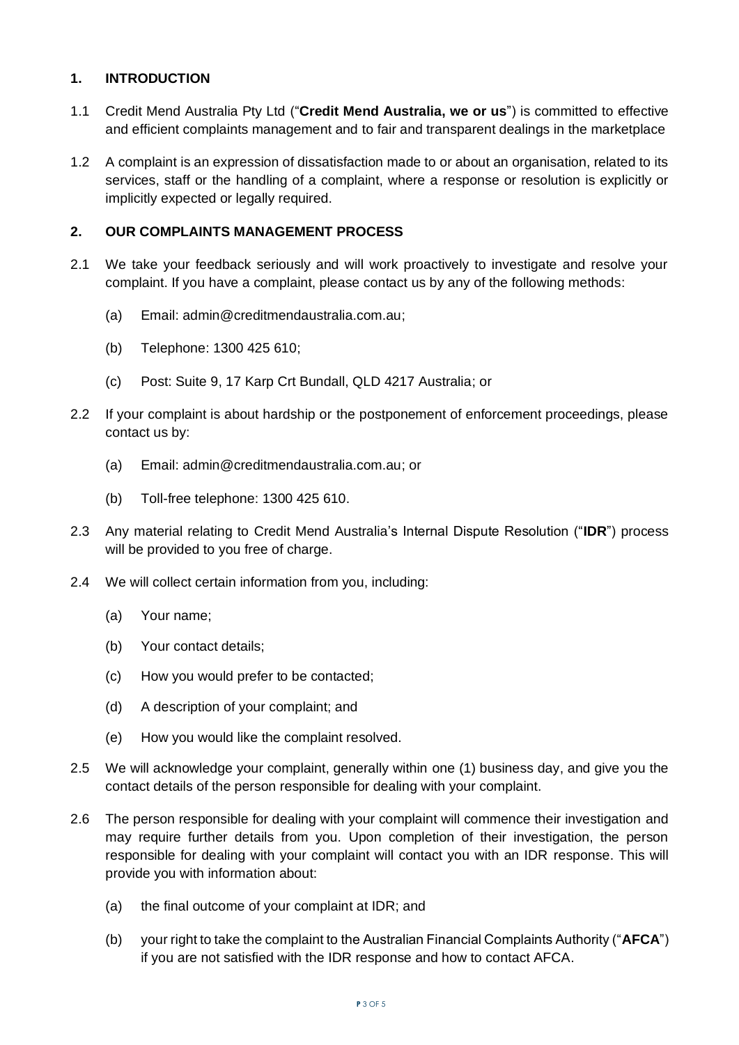## 1. INTRODUCTION

1.1 Credit Mend Australia Pty Ltd ("**Credit Mend Australia, we or us**") is committed to effective and efficient complaints management and to fair and transparent dealings in the marketplace

1.2 A complaint is an expression of dissatisfaction made to or about an organisation, related to its services, staff or the handling of a complaint, where a response or resolution is explicitly or implicitly expected or legally required.

## 2. OUR COMPLAINTS MANAGEMENT PROCESS

2.1 We take your feedback seriously and will work proactively to investigate and resolve your complaint. If you have a complaint, please contact us by any of the following methods:

(a) Email: admin@creditmendaustralia.com.au;

(b) Telephone: 1300 425 610;

(c) Post: Suite 9, 17 Karp Crt Bundall, QLD 4217 Australia; or

2.2 If your complaint is about hardship or the postponement of enforcement proceedings, please contact us by:

(a) Email: admin@creditmendaustralia.com.au; or

(b) Toll-free telephone: 1300 425 610.

2.3 Any material relating to Credit Mend Australia's Internal Dispute Resolution ("**IDR**") process will be provided to you free of charge.

2.4 We will collect certain information from you, including:

(a) Your name;

(b) Your contact details;

(c) How you would prefer to be contacted;

(d) A description of your complaint; and

(e) How you would like the complaint resolved.

2.5 We will acknowledge your complaint, generally within one (1) business day, and give you the contact details of the person responsible for dealing with your complaint.

2.6 The person responsible for dealing with your complaint will commence their investigation and may require further details from you. Upon completion of their investigation, the person responsible for dealing with your complaint will contact you with an IDR response. This will provide you with information about:

(a) the final outcome of your complaint at IDR; and

(b) your right to take the complaint to the Australian Financial Complaints Authority ("**AFCA**") if you are not satisfied with the IDR response and how to contact AFCA.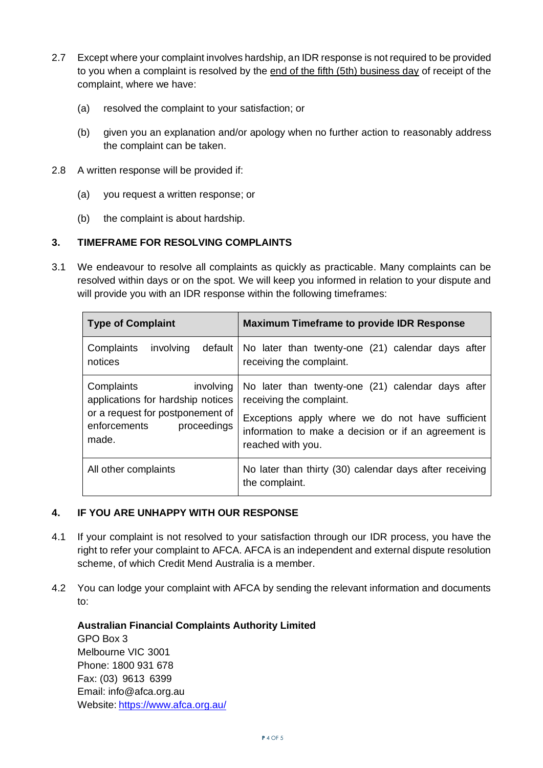2.7 Except where your complaint involves hardship, an IDR response is not required to be provided to you when a complaint is resolved by the end of the fifth (5th) business day of receipt of the complaint, where we have:

(a) resolved the complaint to your satisfaction; or

(b) given you an explanation and/or apology when no further action to reasonably address the complaint can be taken.

2.8 A written response will be provided if:

(a) you request a written response; or

(b) the complaint is about hardship.

## 3. TIMEFRAME FOR RESOLVING COMPLAINTS

3.1 We endeavour to resolve all complaints as quickly as practicable. Many complaints can be resolved within days or on the spot. We will keep you informed in relation to your dispute and will provide you with an IDR response within the following timeframes:

| Type of Complaint | Maximum Timeframe to provide IDR Response |
| --- | --- |
| Complaints involving default notices | No later than twenty-one (21) calendar days after receiving the complaint. |
| Complaints involving applications for hardship notices or a request for postponement of enforcements proceedings made. | No later than twenty-one (21) calendar days after receiving the complaint.<br><br>Exceptions apply where we do not have sufficient information to make a decision or if an agreement is reached with you. |
| All other complaints | No later than thirty (30) calendar days after receiving the complaint. |

## 4. IF YOU ARE UNHAPPY WITH OUR RESPONSE

4.1 If your complaint is not resolved to your satisfaction through our IDR process, you have the right to refer your complaint to AFCA. AFCA is an independent and external dispute resolution scheme, of which Credit Mend Australia is a member.

4.2 You can lodge your complaint with AFCA by sending the relevant information and documents to:

**Australian Financial Complaints Authority Limited**
GPO Box 3
Melbourne VIC 3001
Phone: 1800 931 678
Fax: (03) 9613 6399
Email: info@afca.org.au
Website: https://www.afca.org.au/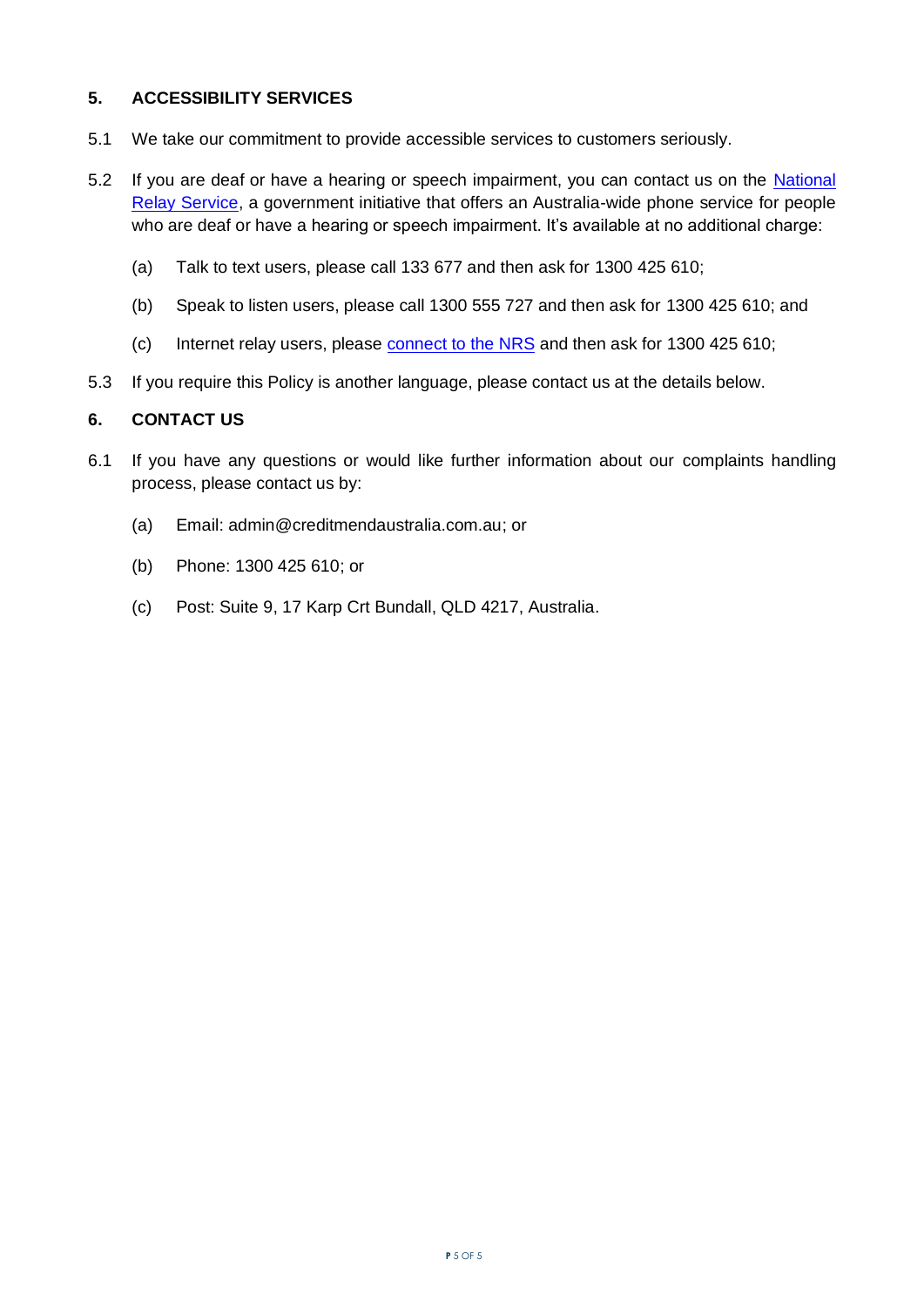## 5. ACCESSIBILITY SERVICES

5.1 We take our commitment to provide accessible services to customers seriously.

5.2 If you are deaf or have a hearing or speech impairment, you can contact us on the National Relay Service, a government initiative that offers an Australia-wide phone service for people who are deaf or have a hearing or speech impairment. It's available at no additional charge:

(a) Talk to text users, please call 133 677 and then ask for 1300 425 610;

(b) Speak to listen users, please call 1300 555 727 and then ask for 1300 425 610; and

(c) Internet relay users, please connect to the NRS and then ask for 1300 425 610;

5.3 If you require this Policy is another language, please contact us at the details below.

## 6. CONTACT US

6.1 If you have any questions or would like further information about our complaints handling process, please contact us by:

(a) Email: admin@creditmendaustralia.com.au; or

(b) Phone: 1300 425 610; or

(c) Post: Suite 9, 17 Karp Crt Bundall, QLD 4217, Australia.